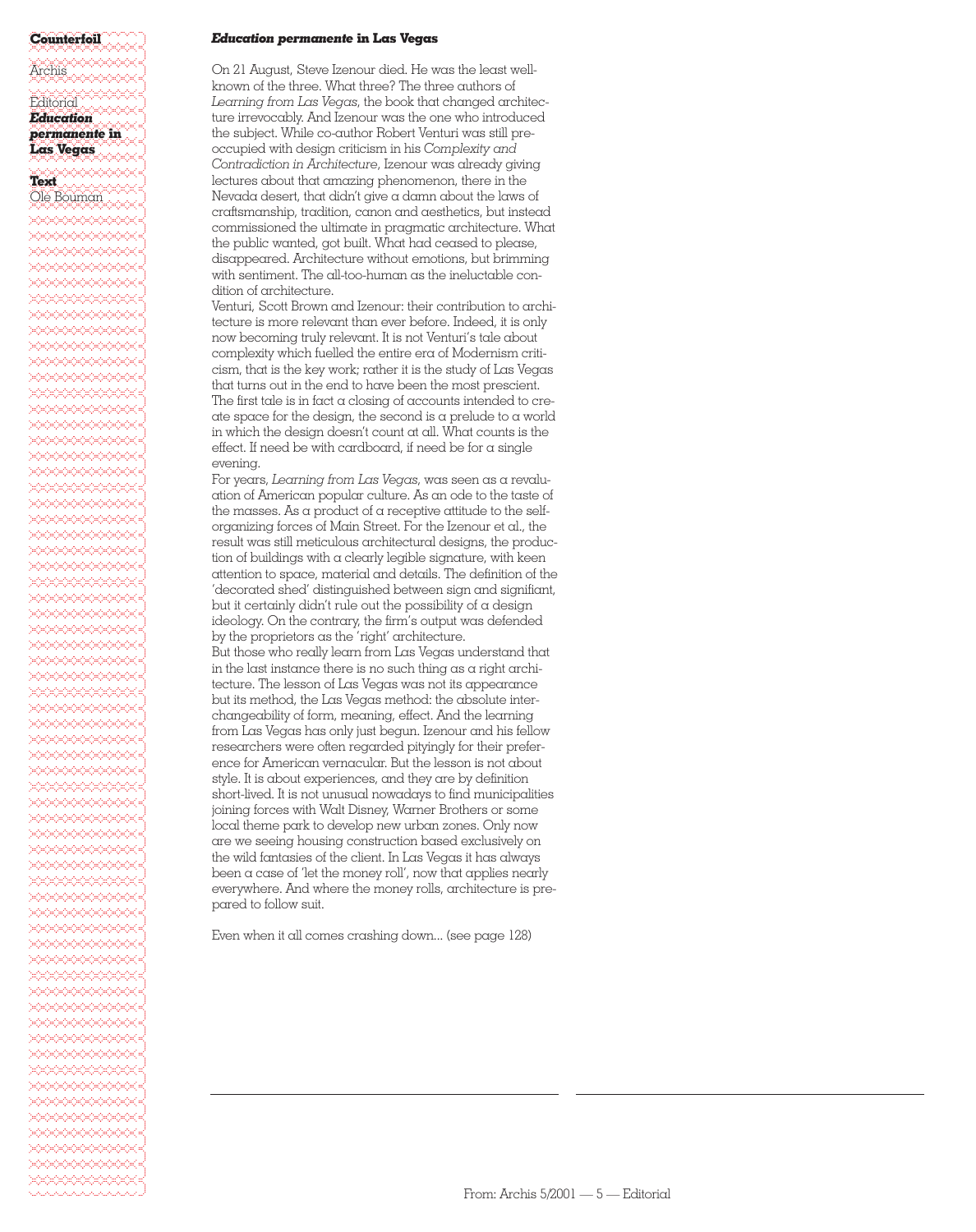**Counterfoil**

Archis

Editorial
***Education permanente* in Las Vegas**

**Text**
Ole Bouman

## *Education permanente* in Las Vegas

On 21 August, Steve Izenour died. He was the least well-known of the three. What three? The three authors of *Learning from Las Vegas*, the book that changed architecture irrevocably. And Izenour was the one who introduced the subject. While co-author Robert Venturi was still preoccupied with design criticism in his *Complexity and Contradiction in Architecture*, Izenour was already giving lectures about that amazing phenomenon, there in the Nevada desert, that didn't give a damn about the laws of craftsmanship, tradition, canon and aesthetics, but instead commissioned the ultimate in pragmatic architecture. What the public wanted, got built. What had ceased to please, disappeared. Architecture without emotions, but brimming with sentiment. The all-too-human as the ineluctable condition of architecture.

Venturi, Scott Brown and Izenour: their contribution to architecture is more relevant than ever before. Indeed, it is only now becoming truly relevant. It is not Venturi's tale about complexity which fuelled the entire era of Modernism criticism, that is the key work; rather it is the study of Las Vegas that turns out in the end to have been the most prescient. The first tale is in fact a closing of accounts intended to create space for the design, the second is a prelude to a world in which the design doesn't count at all. What counts is the effect. If need be with cardboard, if need be for a single evening.

For years, *Learning from Las Vegas*, was seen as a revaluation of American popular culture. As an ode to the taste of the masses. As a product of a receptive attitude to the self-organizing forces of Main Street. For the Izenour et al., the result was still meticulous architectural designs, the production of buildings with a clearly legible signature, with keen attention to space, material and details. The definition of the 'decorated shed' distinguished between sign and signifiant, but it certainly didn't rule out the possibility of a design ideology. On the contrary, the firm's output was defended by the proprietors as the 'right' architecture.

But those who really learn from Las Vegas understand that in the last instance there is no such thing as a right architecture. The lesson of Las Vegas was not its appearance but its method, the Las Vegas method: the absolute interchangeability of form, meaning, effect. And the learning from Las Vegas has only just begun. Izenour and his fellow researchers were often regarded pityingly for their preference for American vernacular. But the lesson is not about style. It is about experiences, and they are by definition short-lived. It is not unusual nowadays to find municipalities joining forces with Walt Disney, Warner Brothers or some local theme park to develop new urban zones. Only now are we seeing housing construction based exclusively on the wild fantasies of the client. In Las Vegas it has always been a case of 'let the money roll', now that applies nearly everywhere. And where the money rolls, architecture is prepared to follow suit.

Even when it all comes crashing down... (see page 128)

From: Archis 5/2001 — 5 — Editorial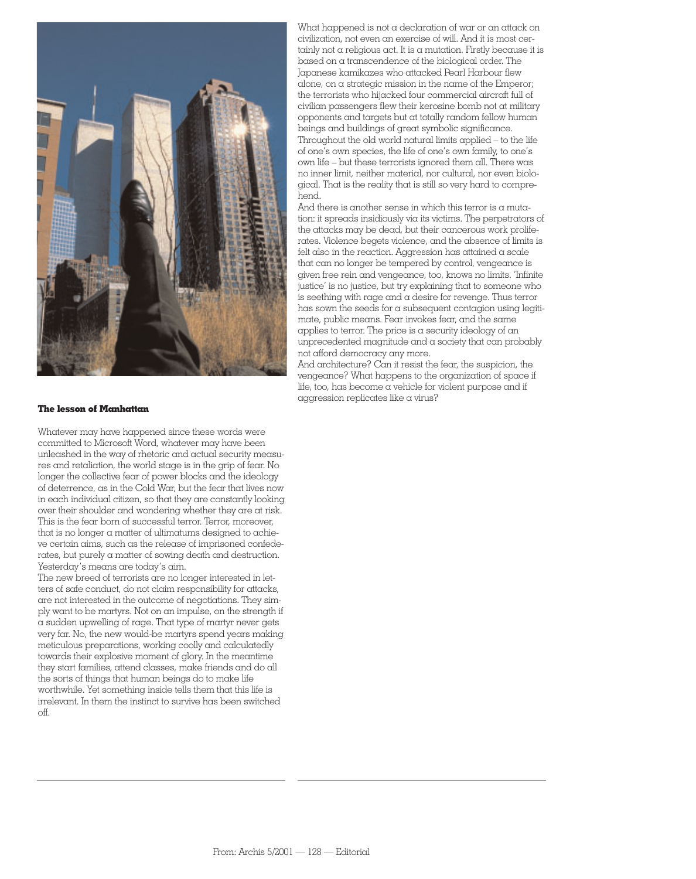## The lesson of Manhattan

Whatever may have happened since these words were committed to Microsoft Word, whatever may have been unleashed in the way of rhetoric and actual security measures and retaliation, the world stage is in the grip of fear. No longer the collective fear of power blocks and the ideology of deterrence, as in the Cold War, but the fear that lives now in each individual citizen, so that they are constantly looking over their shoulder and wondering whether they are at risk. This is the fear born of successful terror. Terror, moreover, that is no longer a matter of ultimatums designed to achieve certain aims, such as the release of imprisoned confederates, but purely a matter of sowing death and destruction. Yesterday's means are today's aim.

The new breed of terrorists are no longer interested in letters of safe conduct, do not claim responsibility for attacks, are not interested in the outcome of negotiations. They simply want to be martyrs. Not on an impulse, on the strength if a sudden upwelling of rage. That type of martyr never gets very far. No, the new would-be martyrs spend years making meticulous preparations, working coolly and calculatedly towards their explosive moment of glory. In the meantime they start families, attend classes, make friends and do all the sorts of things that human beings do to make life worthwhile. Yet something inside tells them that this life is irrelevant. In them the instinct to survive has been switched off.

What happened is not a declaration of war or an attack on civilization, not even an exercise of will. And it is most certainly not a religious act. It is a mutation. Firstly because it is based on a transcendence of the biological order. The Japanese kamikazes who attacked Pearl Harbour flew alone, on a strategic mission in the name of the Emperor; the terrorists who hijacked four commercial aircraft full of civilian passengers flew their kerosine bomb not at military opponents and targets but at totally random fellow human beings and buildings of great symbolic significance. Throughout the old world natural limits applied – to the life of one's own species, the life of one's own family, to one's own life – but these terrorists ignored them all. There was no inner limit, neither material, nor cultural, nor even biological. That is the reality that is still so very hard to comprehend.

And there is another sense in which this terror is a mutation: it spreads insidiously via its victims. The perpetrators of the attacks may be dead, but their cancerous work proliferates. Violence begets violence, and the absence of limits is felt also in the reaction. Aggression has attained a scale that can no longer be tempered by control, vengeance is given free rein and vengeance, too, knows no limits. 'Infinite justice' is no justice, but try explaining that to someone who is seething with rage and a desire for revenge. Thus terror has sown the seeds for a subsequent contagion using legitimate, public means. Fear invokes fear, and the same applies to terror. The price is a security ideology of an unprecedented magnitude and a society that can probably not afford democracy any more.

And architecture? Can it resist the fear, the suspicion, the vengeance? What happens to the organization of space if life, too, has become a vehicle for violent purpose and if aggression replicates like a virus?

From: Archis 5/2001 — 128 — Editorial